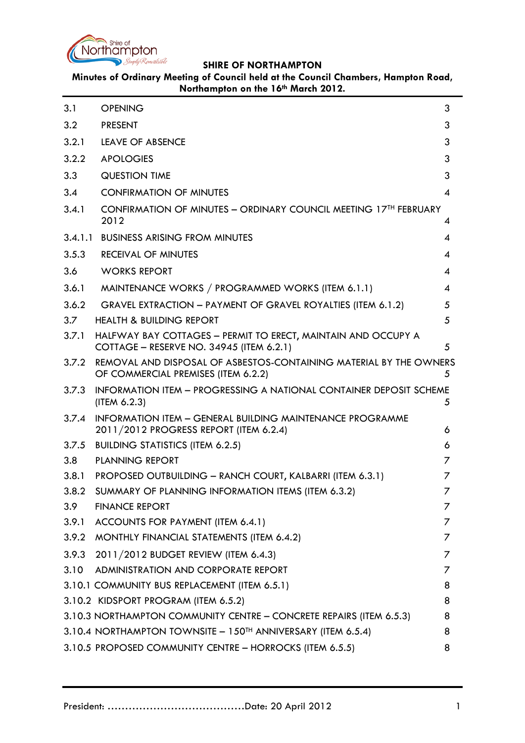**SHIRE OF NORTHAMPTON**

**Minutes of Ordinary Meeting of Council held at the Council Chambers, Hampton Road, Northampton on the 16th March 2012.**

| | | |
|---|---|---|
| 3.1 | OPENING | 3 |
| 3.2 | PRESENT | 3 |
| 3.2.1 | LEAVE OF ABSENCE | 3 |
| 3.2.2 | APOLOGIES | 3 |
| 3.3 | QUESTION TIME | 3 |
| 3.4 | CONFIRMATION OF MINUTES | 4 |
| 3.4.1 | CONFIRMATION OF MINUTES – ORDINARY COUNCIL MEETING 17TH FEBRUARY 2012 | 4 |
| 3.4.1.1 | BUSINESS ARISING FROM MINUTES | 4 |
| 3.5.3 | RECEIVAL OF MINUTES | 4 |
| 3.6 | WORKS REPORT | 4 |
| 3.6.1 | MAINTENANCE WORKS / PROGRAMMED WORKS (ITEM 6.1.1) | 4 |
| 3.6.2 | GRAVEL EXTRACTION – PAYMENT OF GRAVEL ROYALTIES (ITEM 6.1.2) | 5 |
| 3.7 | HEALTH & BUILDING REPORT | 5 |
| 3.7.1 | HALFWAY BAY COTTAGES – PERMIT TO ERECT, MAINTAIN AND OCCUPY A COTTAGE – RESERVE NO. 34945 (ITEM 6.2.1) | 5 |
| 3.7.2 | REMOVAL AND DISPOSAL OF ASBESTOS-CONTAINING MATERIAL BY THE OWNERS OF COMMERCIAL PREMISES (ITEM 6.2.2) | 5 |
| 3.7.3 | INFORMATION ITEM – PROGRESSING A NATIONAL CONTAINER DEPOSIT SCHEME (ITEM 6.2.3) | 5 |
| 3.7.4 | INFORMATION ITEM – GENERAL BUILDING MAINTENANCE PROGRAMME 2011/2012 PROGRESS REPORT (ITEM 6.2.4) | 6 |
| 3.7.5 | BUILDING STATISTICS (ITEM 6.2.5) | 6 |
| 3.8 | PLANNING REPORT | 7 |
| 3.8.1 | PROPOSED OUTBUILDING – RANCH COURT, KALBARRI (ITEM 6.3.1) | 7 |
| 3.8.2 | SUMMARY OF PLANNING INFORMATION ITEMS (ITEM 6.3.2) | 7 |
| 3.9 | FINANCE REPORT | 7 |
| 3.9.1 | ACCOUNTS FOR PAYMENT (ITEM 6.4.1) | 7 |
| 3.9.2 | MONTHLY FINANCIAL STATEMENTS (ITEM 6.4.2) | 7 |
| 3.9.3 | 2011/2012 BUDGET REVIEW (ITEM 6.4.3) | 7 |
| 3.10 | ADMINISTRATION AND CORPORATE REPORT | 7 |
| 3.10.1 | COMMUNITY BUS REPLACEMENT (ITEM 6.5.1) | 8 |
| 3.10.2 | KIDSPORT PROGRAM (ITEM 6.5.2) | 8 |
| 3.10.3 | NORTHAMPTON COMMUNITY CENTRE – CONCRETE REPAIRS (ITEM 6.5.3) | 8 |
| 3.10.4 | NORTHAMPTON TOWNSITE – 150TH ANNIVERSARY (ITEM 6.5.4) | 8 |
| 3.10.5 | PROPOSED COMMUNITY CENTRE – HORROCKS (ITEM 6.5.5) | 8 |

President: ……………………………………Date: 20 April 2012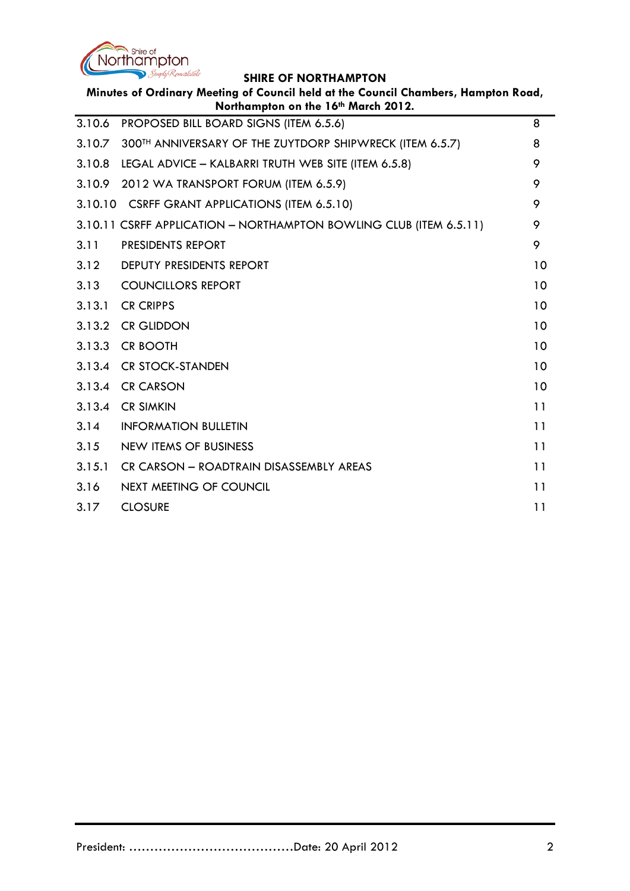| | | |
|---|---|---|
| 3.10.6 | PROPOSED BILL BOARD SIGNS (ITEM 6.5.6) | 8 |
| 3.10.7 | 300TH ANNIVERSARY OF THE ZUYTDORP SHIPWRECK (ITEM 6.5.7) | 8 |
| 3.10.8 | LEGAL ADVICE – KALBARRI TRUTH WEB SITE (ITEM 6.5.8) | 9 |
| 3.10.9 | 2012 WA TRANSPORT FORUM (ITEM 6.5.9) | 9 |
| 3.10.10 | CSRFF GRANT APPLICATIONS (ITEM 6.5.10) | 9 |
| 3.10.11 | CSRFF APPLICATION – NORTHAMPTON BOWLING CLUB (ITEM 6.5.11) | 9 |
| 3.11 | PRESIDENTS REPORT | 9 |
| 3.12 | DEPUTY PRESIDENTS REPORT | 10 |
| 3.13 | COUNCILLORS REPORT | 10 |
| 3.13.1 | CR CRIPPS | 10 |
| 3.13.2 | CR GLIDDON | 10 |
| 3.13.3 | CR BOOTH | 10 |
| 3.13.4 | CR STOCK-STANDEN | 10 |
| 3.13.4 | CR CARSON | 10 |
| 3.13.4 | CR SIMKIN | 11 |
| 3.14 | INFORMATION BULLETIN | 11 |
| 3.15 | NEW ITEMS OF BUSINESS | 11 |
| 3.15.1 | CR CARSON – ROADTRAIN DISASSEMBLY AREAS | 11 |
| 3.16 | NEXT MEETING OF COUNCIL | 11 |
| 3.17 | CLOSURE | 11 |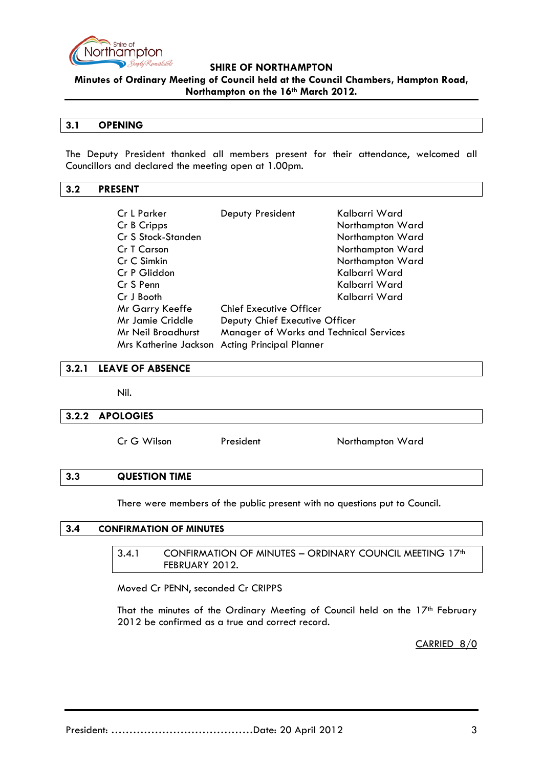**SHIRE OF NORTHAMPTON**

**Minutes of Ordinary Meeting of Council held at the Council Chambers, Hampton Road, Northampton on the 16th March 2012.**

## 3.1 OPENING

The Deputy President thanked all members present for their attendance, welcomed all Councillors and declared the meeting open at 1.00pm.

## 3.2 PRESENT

| | | |
|---|---|---|
| Cr L Parker | Deputy President | Kalbarri Ward |
| Cr B Cripps | | Northampton Ward |
| Cr S Stock-Standen | | Northampton Ward |
| Cr T Carson | | Northampton Ward |
| Cr C Simkin | | Northampton Ward |
| Cr P Gliddon | | Kalbarri Ward |
| Cr S Penn | | Kalbarri Ward |
| Cr J Booth | | Kalbarri Ward |
| Mr Garry Keeffe | Chief Executive Officer | |
| Mr Jamie Criddle | Deputy Chief Executive Officer | |
| Mr Neil Broadhurst | Manager of Works and Technical Services | |
| Mrs Katherine Jackson | Acting Principal Planner | |

### 3.2.1 LEAVE OF ABSENCE

Nil.

### 3.2.2 APOLOGIES

| | | |
|---|---|---|
| Cr G Wilson | President | Northampton Ward |

## 3.3 QUESTION TIME

There were members of the public present with no questions put to Council.

## 3.4 CONFIRMATION OF MINUTES

### 3.4.1 CONFIRMATION OF MINUTES – ORDINARY COUNCIL MEETING 17th FEBRUARY 2012.

Moved Cr PENN, seconded Cr CRIPPS

That the minutes of the Ordinary Meeting of Council held on the 17th February 2012 be confirmed as a true and correct record.

CARRIED 8/0

President: ………………………………….Date: 20 April 2012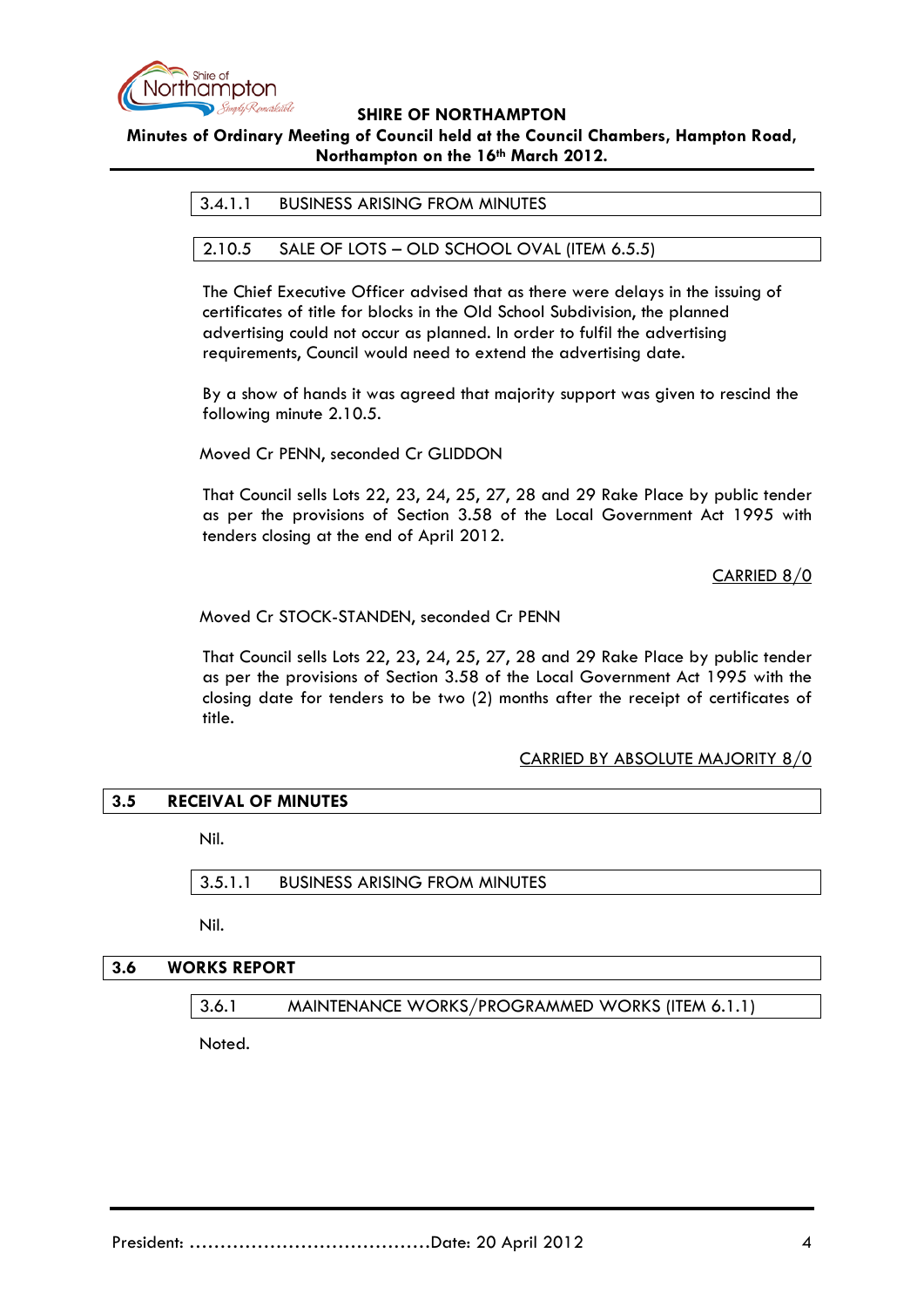### 3.4.1.1 BUSINESS ARISING FROM MINUTES

### 2.10.5 SALE OF LOTS – OLD SCHOOL OVAL (ITEM 6.5.5)

The Chief Executive Officer advised that as there were delays in the issuing of certificates of title for blocks in the Old School Subdivision, the planned advertising could not occur as planned. In order to fulfil the advertising requirements, Council would need to extend the advertising date.

By a show of hands it was agreed that majority support was given to rescind the following minute 2.10.5.

Moved Cr PENN, seconded Cr GLIDDON

That Council sells Lots 22, 23, 24, 25, 27, 28 and 29 Rake Place by public tender as per the provisions of Section 3.58 of the Local Government Act 1995 with tenders closing at the end of April 2012.

CARRIED 8/0

Moved Cr STOCK-STANDEN, seconded Cr PENN

That Council sells Lots 22, 23, 24, 25, 27, 28 and 29 Rake Place by public tender as per the provisions of Section 3.58 of the Local Government Act 1995 with the closing date for tenders to be two (2) months after the receipt of certificates of title.

CARRIED BY ABSOLUTE MAJORITY 8/0

## 3.5 RECEIVAL OF MINUTES

Nil.

### 3.5.1.1 BUSINESS ARISING FROM MINUTES

Nil.

## 3.6 WORKS REPORT

### 3.6.1 MAINTENANCE WORKS/PROGRAMMED WORKS (ITEM 6.1.1)

Noted.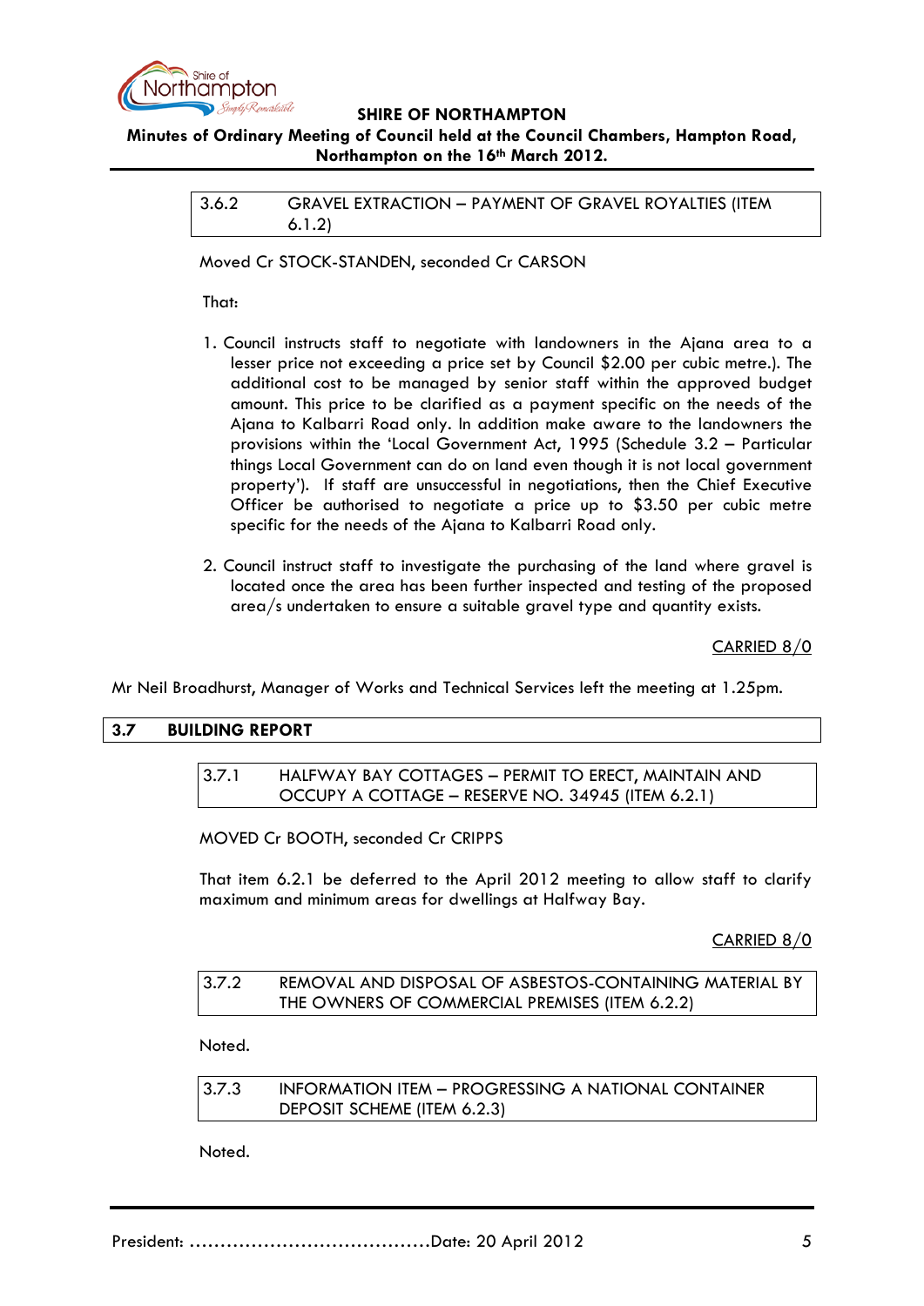### 3.6.2 GRAVEL EXTRACTION – PAYMENT OF GRAVEL ROYALTIES (ITEM 6.1.2)

Moved Cr STOCK-STANDEN, seconded Cr CARSON

That:

1. Council instructs staff to negotiate with landowners in the Ajana area to a lesser price not exceeding a price set by Council $2.00 per cubic metre.). The additional cost to be managed by senior staff within the approved budget amount. This price to be clarified as a payment specific on the needs of the Ajana to Kalbarri Road only. In addition make aware to the landowners the provisions within the 'Local Government Act, 1995 (Schedule 3.2 – Particular things Local Government can do on land even though it is not local government property'). If staff are unsuccessful in negotiations, then the Chief Executive Officer be authorised to negotiate a price up to $3.50 per cubic metre specific for the needs of the Ajana to Kalbarri Road only.

2. Council instruct staff to investigate the purchasing of the land where gravel is located once the area has been further inspected and testing of the proposed area/s undertaken to ensure a suitable gravel type and quantity exists.

CARRIED 8/0

Mr Neil Broadhurst, Manager of Works and Technical Services left the meeting at 1.25pm.

## 3.7 BUILDING REPORT

### 3.7.1 HALFWAY BAY COTTAGES – PERMIT TO ERECT, MAINTAIN AND OCCUPY A COTTAGE – RESERVE NO. 34945 (ITEM 6.2.1)

MOVED Cr BOOTH, seconded Cr CRIPPS

That item 6.2.1 be deferred to the April 2012 meeting to allow staff to clarify maximum and minimum areas for dwellings at Halfway Bay.

CARRIED 8/0

### 3.7.2 REMOVAL AND DISPOSAL OF ASBESTOS-CONTAINING MATERIAL BY THE OWNERS OF COMMERCIAL PREMISES (ITEM 6.2.2)

Noted.

### 3.7.3 INFORMATION ITEM – PROGRESSING A NATIONAL CONTAINER DEPOSIT SCHEME (ITEM 6.2.3)

Noted.

President: ......................................Date: 20 April 2012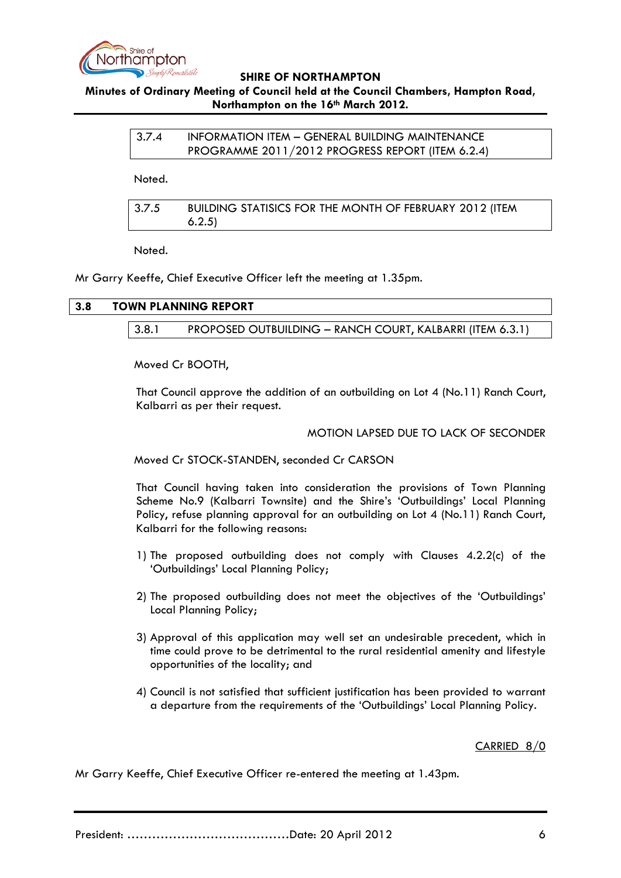#### 3.7.4 INFORMATION ITEM – GENERAL BUILDING MAINTENANCE PROGRAMME 2011/2012 PROGRESS REPORT (ITEM 6.2.4)

Noted.

#### 3.7.5 BUILDING STATISICS FOR THE MONTH OF FEBRUARY 2012 (ITEM 6.2.5)

Noted.

Mr Garry Keeffe, Chief Executive Officer left the meeting at 1.35pm.

### 3.8 TOWN PLANNING REPORT

#### 3.8.1 PROPOSED OUTBUILDING – RANCH COURT, KALBARRI (ITEM 6.3.1)

Moved Cr BOOTH,

That Council approve the addition of an outbuilding on Lot 4 (No.11) Ranch Court, Kalbarri as per their request.

MOTION LAPSED DUE TO LACK OF SECONDER

Moved Cr STOCK-STANDEN, seconded Cr CARSON

That Council having taken into consideration the provisions of Town Planning Scheme No.9 (Kalbarri Townsite) and the Shire's 'Outbuildings' Local Planning Policy, refuse planning approval for an outbuilding on Lot 4 (No.11) Ranch Court, Kalbarri for the following reasons:

1) The proposed outbuilding does not comply with Clauses 4.2.2(c) of the 'Outbuildings' Local Planning Policy;

2) The proposed outbuilding does not meet the objectives of the 'Outbuildings' Local Planning Policy;

3) Approval of this application may well set an undesirable precedent, which in time could prove to be detrimental to the rural residential amenity and lifestyle opportunities of the locality; and

4) Council is not satisfied that sufficient justification has been provided to warrant a departure from the requirements of the 'Outbuildings' Local Planning Policy.

CARRIED 8/0

Mr Garry Keeffe, Chief Executive Officer re-entered the meeting at 1.43pm.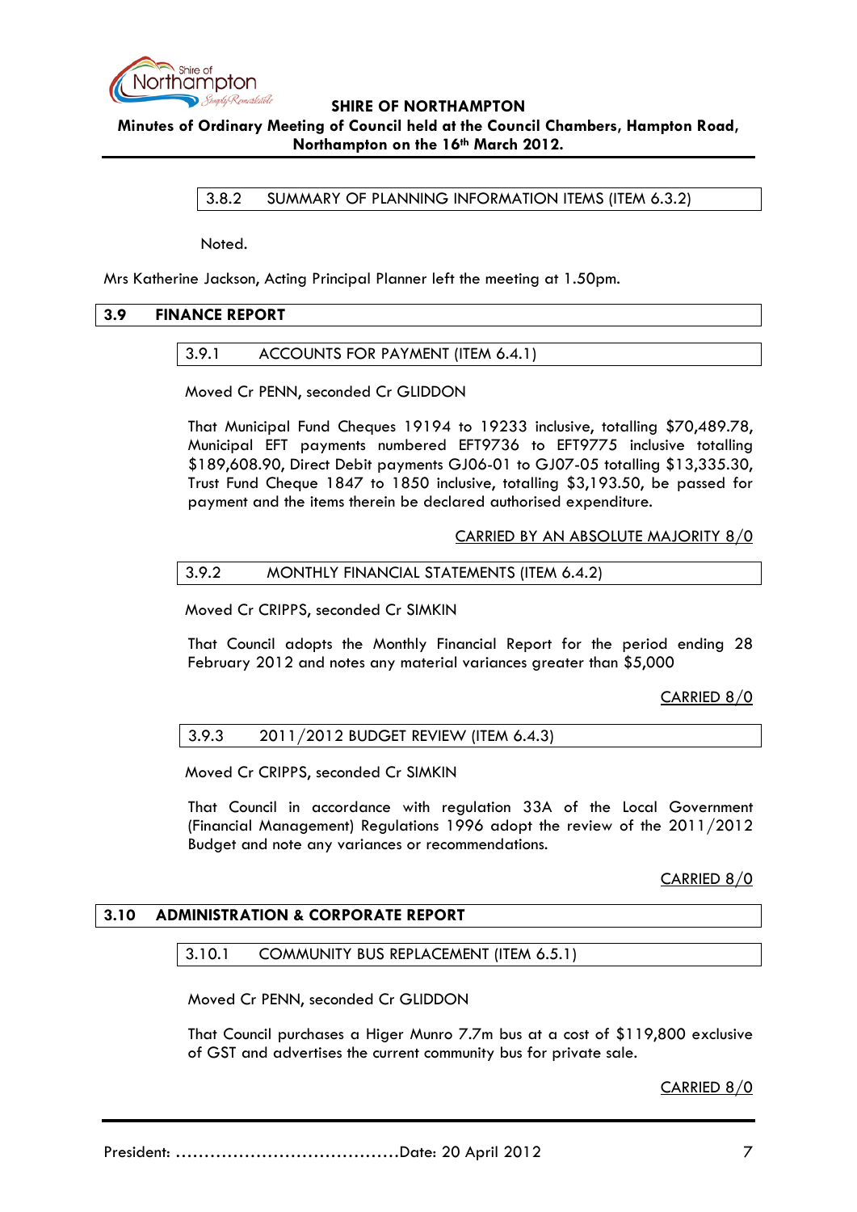### 3.8.2 SUMMARY OF PLANNING INFORMATION ITEMS (ITEM 6.3.2)

Noted.

Mrs Katherine Jackson, Acting Principal Planner left the meeting at 1.50pm.

## 3.9 FINANCE REPORT

### 3.9.1 ACCOUNTS FOR PAYMENT (ITEM 6.4.1)

Moved Cr PENN, seconded Cr GLIDDON

That Municipal Fund Cheques 19194 to 19233 inclusive, totalling $70,489.78, Municipal EFT payments numbered EFT9736 to EFT9775 inclusive totalling $189,608.90, Direct Debit payments GJ06-01 to GJ07-05 totalling $13,335.30, Trust Fund Cheque 1847 to 1850 inclusive, totalling $3,193.50, be passed for payment and the items therein be declared authorised expenditure.

CARRIED BY AN ABSOLUTE MAJORITY 8/0

### 3.9.2 MONTHLY FINANCIAL STATEMENTS (ITEM 6.4.2)

Moved Cr CRIPPS, seconded Cr SIMKIN

That Council adopts the Monthly Financial Report for the period ending 28 February 2012 and notes any material variances greater than $5,000

CARRIED 8/0

### 3.9.3 2011/2012 BUDGET REVIEW (ITEM 6.4.3)

Moved Cr CRIPPS, seconded Cr SIMKIN

That Council in accordance with regulation 33A of the Local Government (Financial Management) Regulations 1996 adopt the review of the 2011/2012 Budget and note any variances or recommendations.

CARRIED 8/0

## 3.10 ADMINISTRATION & CORPORATE REPORT

### 3.10.1 COMMUNITY BUS REPLACEMENT (ITEM 6.5.1)

Moved Cr PENN, seconded Cr GLIDDON

That Council purchases a Higer Munro 7.7m bus at a cost of $119,800 exclusive of GST and advertises the current community bus for private sale.

CARRIED 8/0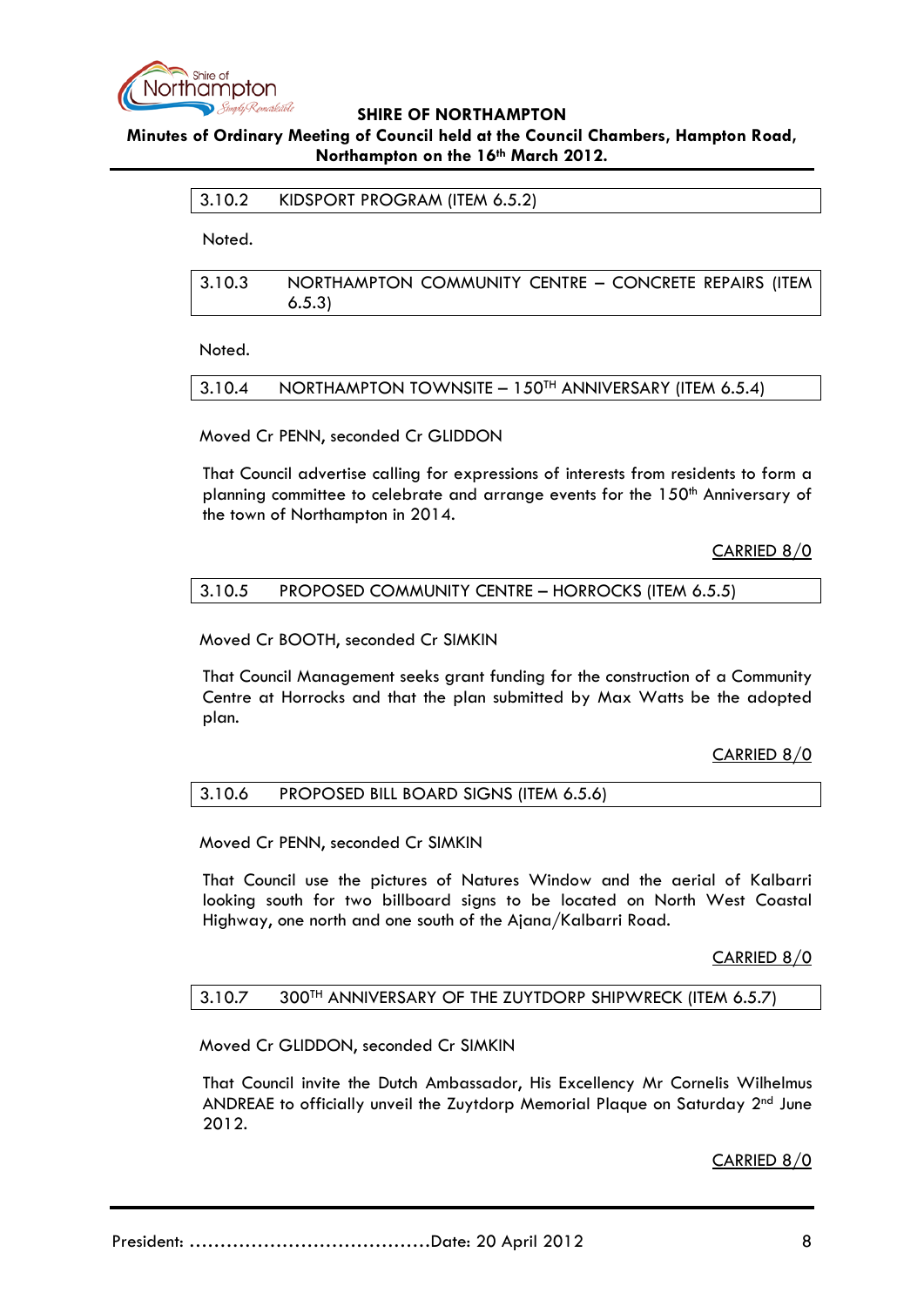### 3.10.2 KIDSPORT PROGRAM (ITEM 6.5.2)

Noted.

### 3.10.3 NORTHAMPTON COMMUNITY CENTRE – CONCRETE REPAIRS (ITEM 6.5.3)

Noted.

### 3.10.4 NORTHAMPTON TOWNSITE – 150TH ANNIVERSARY (ITEM 6.5.4)

Moved Cr PENN, seconded Cr GLIDDON

That Council advertise calling for expressions of interests from residents to form a planning committee to celebrate and arrange events for the 150th Anniversary of the town of Northampton in 2014.

CARRIED 8/0

### 3.10.5 PROPOSED COMMUNITY CENTRE – HORROCKS (ITEM 6.5.5)

Moved Cr BOOTH, seconded Cr SIMKIN

That Council Management seeks grant funding for the construction of a Community Centre at Horrocks and that the plan submitted by Max Watts be the adopted plan.

CARRIED 8/0

### 3.10.6 PROPOSED BILL BOARD SIGNS (ITEM 6.5.6)

Moved Cr PENN, seconded Cr SIMKIN

That Council use the pictures of Natures Window and the aerial of Kalbarri looking south for two billboard signs to be located on North West Coastal Highway, one north and one south of the Ajana/Kalbarri Road.

CARRIED 8/0

### 3.10.7 300TH ANNIVERSARY OF THE ZUYTDORP SHIPWRECK (ITEM 6.5.7)

Moved Cr GLIDDON, seconded Cr SIMKIN

That Council invite the Dutch Ambassador, His Excellency Mr Cornelis Wilhelmus ANDREAE to officially unveil the Zuytdorp Memorial Plaque on Saturday 2nd June 2012.

CARRIED 8/0

President: ……………………………………Date: 20 April 2012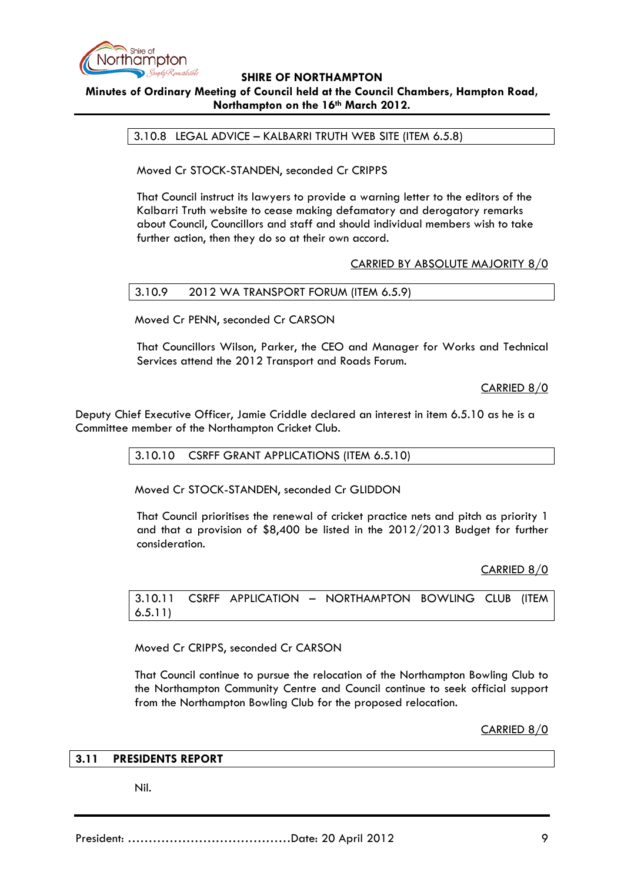### 3.10.8 LEGAL ADVICE – KALBARRI TRUTH WEB SITE (ITEM 6.5.8)

Moved Cr STOCK-STANDEN, seconded Cr CRIPPS

That Council instruct its lawyers to provide a warning letter to the editors of the Kalbarri Truth website to cease making defamatory and derogatory remarks about Council, Councillors and staff and should individual members wish to take further action, then they do so at their own accord.

CARRIED BY ABSOLUTE MAJORITY 8/0

### 3.10.9 2012 WA TRANSPORT FORUM (ITEM 6.5.9)

Moved Cr PENN, seconded Cr CARSON

That Councillors Wilson, Parker, the CEO and Manager for Works and Technical Services attend the 2012 Transport and Roads Forum.

CARRIED 8/0

Deputy Chief Executive Officer, Jamie Criddle declared an interest in item 6.5.10 as he is a Committee member of the Northampton Cricket Club.

### 3.10.10 CSRFF GRANT APPLICATIONS (ITEM 6.5.10)

Moved Cr STOCK-STANDEN, seconded Cr GLIDDON

That Council prioritises the renewal of cricket practice nets and pitch as priority 1 and that a provision of $8,400 be listed in the 2012/2013 Budget for further consideration.

CARRIED 8/0

### 3.10.11 CSRFF APPLICATION – NORTHAMPTON BOWLING CLUB (ITEM 6.5.11)

Moved Cr CRIPPS, seconded Cr CARSON

That Council continue to pursue the relocation of the Northampton Bowling Club to the Northampton Community Centre and Council continue to seek official support from the Northampton Bowling Club for the proposed relocation.

CARRIED 8/0

## 3.11 PRESIDENTS REPORT

Nil.

President: ......................................Date: 20 April 2012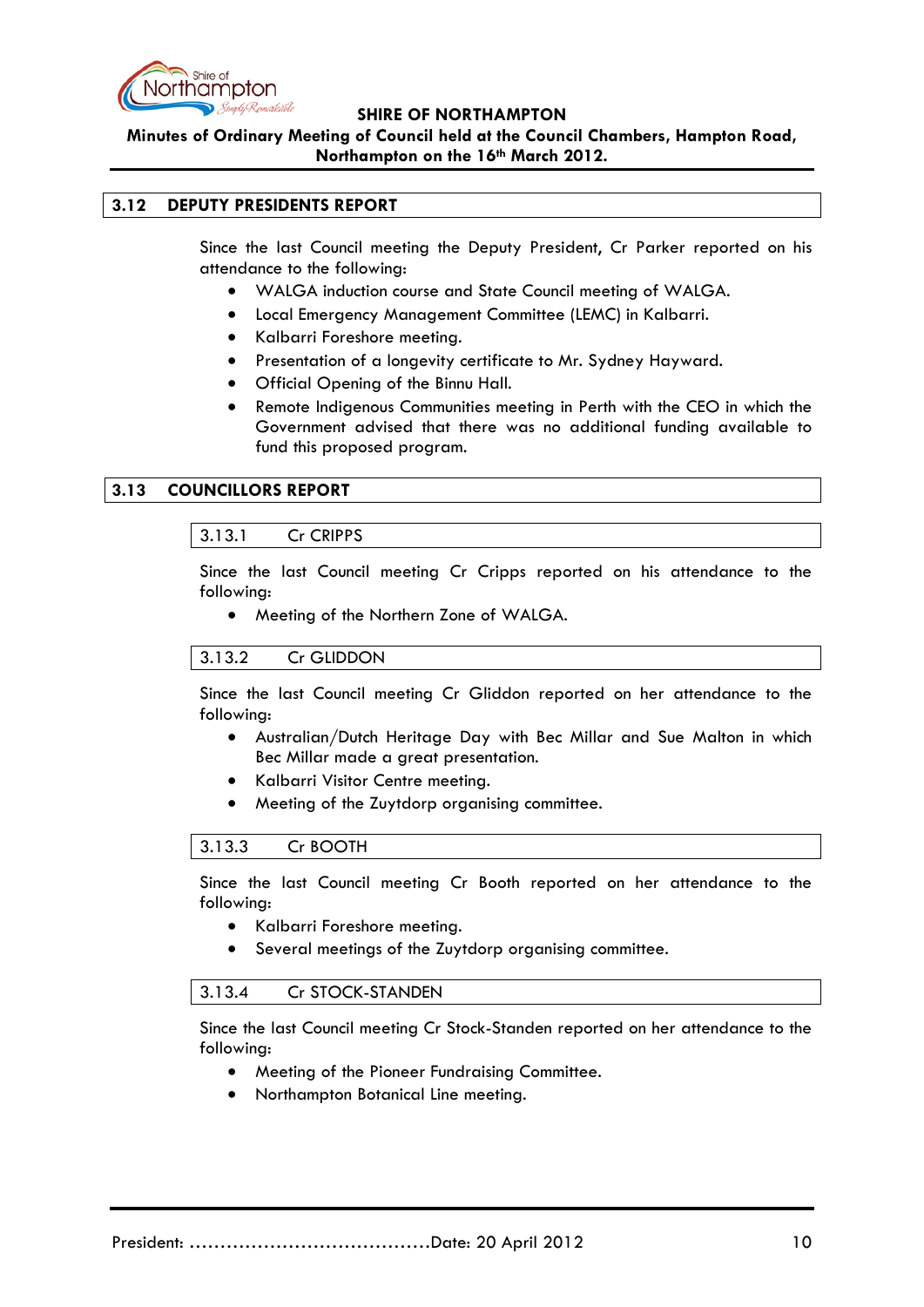## 3.12 DEPUTY PRESIDENTS REPORT

Since the last Council meeting the Deputy President, Cr Parker reported on his attendance to the following:

- WALGA induction course and State Council meeting of WALGA.
- Local Emergency Management Committee (LEMC) in Kalbarri.
- Kalbarri Foreshore meeting.
- Presentation of a longevity certificate to Mr. Sydney Hayward.
- Official Opening of the Binnu Hall.
- Remote Indigenous Communities meeting in Perth with the CEO in which the Government advised that there was no additional funding available to fund this proposed program.

## 3.13 COUNCILLORS REPORT

### 3.13.1 Cr CRIPPS

Since the last Council meeting Cr Cripps reported on his attendance to the following:

- Meeting of the Northern Zone of WALGA.

### 3.13.2 Cr GLIDDON

Since the last Council meeting Cr Gliddon reported on her attendance to the following:

- Australian/Dutch Heritage Day with Bec Millar and Sue Malton in which Bec Millar made a great presentation.
- Kalbarri Visitor Centre meeting.
- Meeting of the Zuytdorp organising committee.

### 3.13.3 Cr BOOTH

Since the last Council meeting Cr Booth reported on her attendance to the following:

- Kalbarri Foreshore meeting.
- Several meetings of the Zuytdorp organising committee.

### 3.13.4 Cr STOCK-STANDEN

Since the last Council meeting Cr Stock-Standen reported on her attendance to the following:

- Meeting of the Pioneer Fundraising Committee.
- Northampton Botanical Line meeting.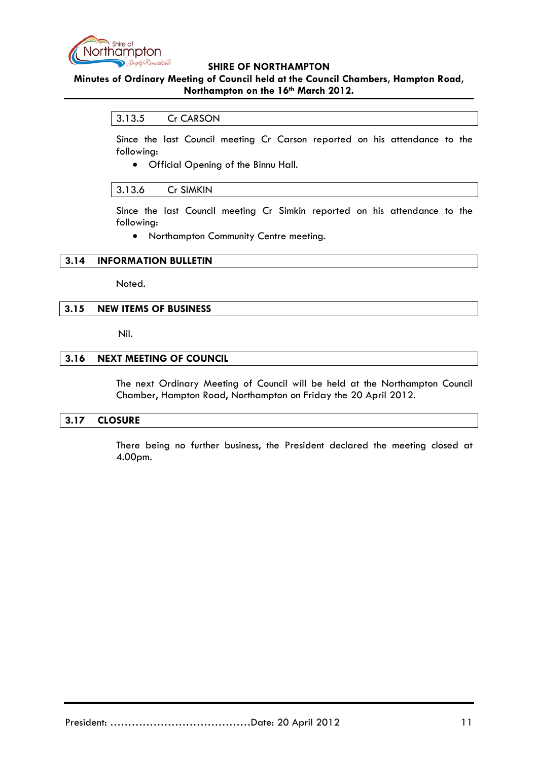### 3.13.5 Cr CARSON

Since the last Council meeting Cr Carson reported on his attendance to the following:

- Official Opening of the Binnu Hall.

### 3.13.6 Cr SIMKIN

Since the last Council meeting Cr Simkin reported on his attendance to the following:

- Northampton Community Centre meeting.

## 3.14 INFORMATION BULLETIN

Noted.

## 3.15 NEW ITEMS OF BUSINESS

Nil.

## 3.16 NEXT MEETING OF COUNCIL

The next Ordinary Meeting of Council will be held at the Northampton Council Chamber, Hampton Road, Northampton on Friday the 20 April 2012.

## 3.17 CLOSURE

There being no further business, the President declared the meeting closed at 4.00pm.

President: ……………………………………Date: 20 April 2012